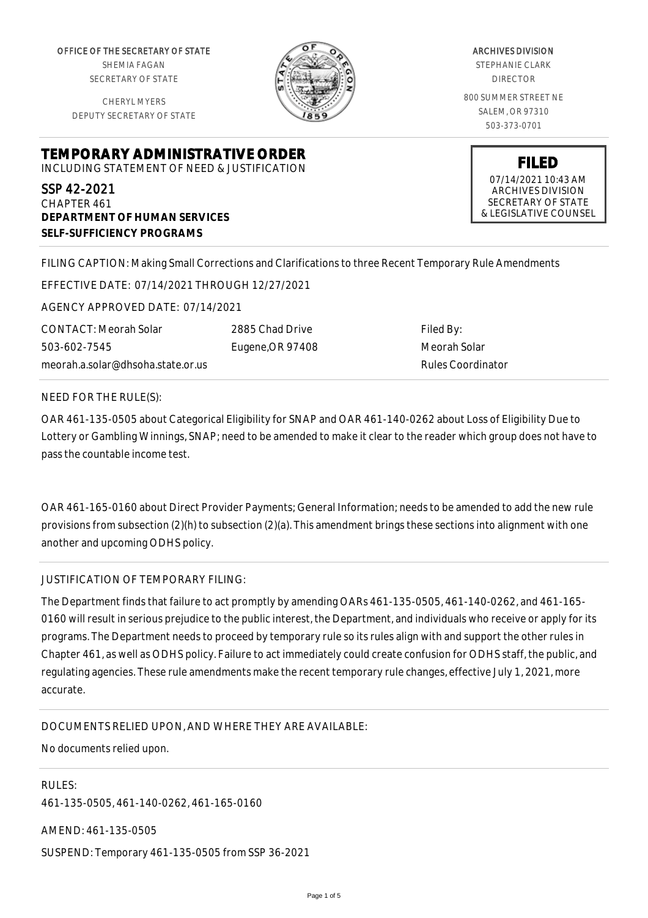OFFICE OF THE SECRETARY OF STATE
SHEMIA FAGAN
SECRETARY OF STATE

CHERYL MYERS
DEPUTY SECRETARY OF STATE

ARCHIVES DIVISION
STEPHANIE CLARK
DIRECTOR

800 SUMMER STREET NE
SALEM, OR 97310
503-373-0701

**FILED**
07/14/2021 10:43 AM
ARCHIVES DIVISION
SECRETARY OF STATE
& LEGISLATIVE COUNSEL

# TEMPORARY ADMINISTRATIVE ORDER

INCLUDING STATEMENT OF NEED & JUSTIFICATION

SSP 42-2021
CHAPTER 461
**DEPARTMENT OF HUMAN SERVICES**
**SELF-SUFFICIENCY PROGRAMS**

FILING CAPTION: Making Small Corrections and Clarifications to three Recent Temporary Rule Amendments

EFFECTIVE DATE: 07/14/2021 THROUGH 12/27/2021

AGENCY APPROVED DATE: 07/14/2021

CONTACT: Meorah Solar
503-602-7545
meorah.a.solar@dhsoha.state.or.us

2885 Chad Drive
Eugene,OR 97408

Filed By:
Meorah Solar
Rules Coordinator

NEED FOR THE RULE(S):

OAR 461-135-0505 about Categorical Eligibility for SNAP and OAR 461-140-0262 about Loss of Eligibility Due to Lottery or Gambling Winnings, SNAP; need to be amended to make it clear to the reader which group does not have to pass the countable income test.

OAR 461-165-0160 about Direct Provider Payments; General Information; needs to be amended to add the new rule provisions from subsection (2)(h) to subsection (2)(a). This amendment brings these sections into alignment with one another and upcoming ODHS policy.

JUSTIFICATION OF TEMPORARY FILING:

The Department finds that failure to act promptly by amending OARs 461-135-0505, 461-140-0262, and 461-165-0160 will result in serious prejudice to the public interest, the Department, and individuals who receive or apply for its programs. The Department needs to proceed by temporary rule so its rules align with and support the other rules in Chapter 461, as well as ODHS policy. Failure to act immediately could create confusion for ODHS staff, the public, and regulating agencies. These rule amendments make the recent temporary rule changes, effective July 1, 2021, more accurate.

DOCUMENTS RELIED UPON, AND WHERE THEY ARE AVAILABLE:

No documents relied upon.

RULES:

461-135-0505, 461-140-0262, 461-165-0160

AMEND: 461-135-0505

SUSPEND: Temporary 461-135-0505 from SSP 36-2021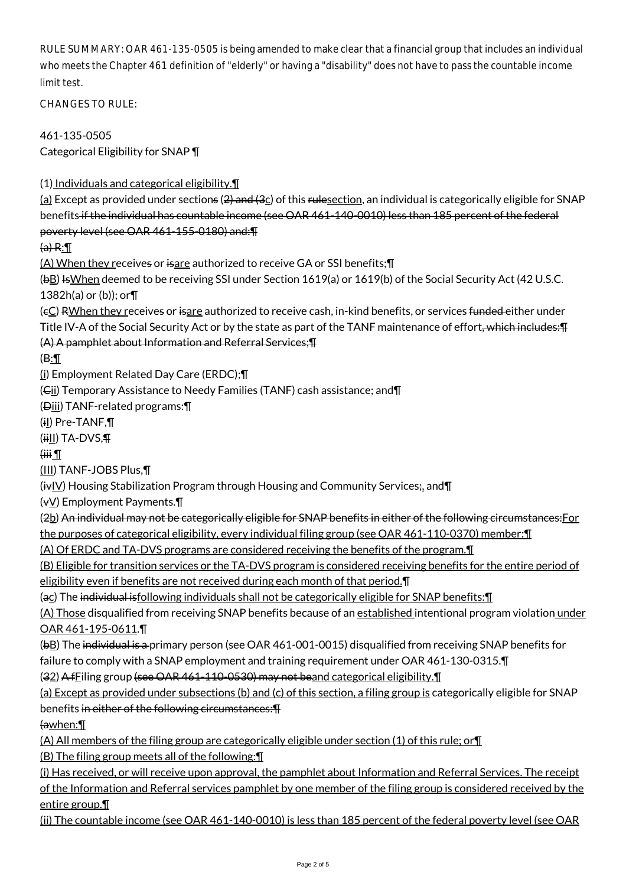RULE SUMMARY: OAR 461-135-0505 is being amended to make clear that a financial group that includes an individual who meets the Chapter 461 definition of "elderly" or having a "disability" does not have to pass the countable income limit test.

CHANGES TO RULE:

461-135-0505
Categorical Eligibility for SNAP ¶

(1)<u> Individuals and categorical eligibility.</u>¶
<u>(a)</u> Except as provided under section~~s~~ (~~2) and (3~~<u>c</u>) of this ~~rule~~<u>section</u>, an individual is categorically eligible for SNAP benefits ~~if the individual has countable income (see OAR 461-140-0010) less than 185 percent of the federal poverty level (see OAR 461-155-0180) and:¶~~
~~(a) R~~<u>:</u>¶
<u>(A) When they r</u>eceive~~s~~ or ~~is~~<u>are</u> authorized to receive GA or SSI benefits;¶
(~~b~~<u>B</u>) ~~Is~~<u>When</u> deemed to be receiving SSI under Section 1619(a) or 1619(b) of the Social Security Act (42 U.S.C. 1382h(a) or (b)); or¶
(~~c~~<u>C</u>) ~~R~~<u>When they r</u>eceive~~s~~ or ~~is~~<u>are</u> authorized to receive cash, in-kind benefits, or services ~~funded~~ either under Title IV-A of the Social Security Act or by the state as part of the TANF maintenance of effort~~, which includes:¶~~
~~(A) A pamphlet about Information and Referral Services;¶~~
~~(B~~<u>:</u>¶
<u>(i)</u> Employment Related Day Care (ERDC);¶
(~~C~~<u>ii</u>) Temporary Assistance to Needy Families (TANF) cash assistance; and¶
(~~D~~<u>iii</u>) TANF-related programs:¶
(~~i~~<u>I</u>) Pre-TANF,¶
(~~ii~~<u>II</u>) TA-DVS,~~¶~~
~~(iii~~ ¶
<u>(III)</u> TANF-JOBS Plus,¶
(~~iv~~<u>IV</u>) Housing Stabilization Program through Housing and Community Services~~;~~<u>,</u> and¶
(~~v~~<u>V</u>) Employment Payments.¶
(~~2~~<u>b</u>) ~~An individual may not be categorically eligible for SNAP benefits in either of the following circumstances:~~<u>For the purposes of categorical eligibility, every individual filing group (see OAR 461-110-0370) member:</u>¶
<u>(A) Of ERDC and TA-DVS programs are considered receiving the benefits of the program.</u>¶
<u>(B) Eligible for transition services or the TA-DVS program is considered receiving benefits for the entire period of eligibility even if benefits are not received during each month of that period.</u>¶
(~~a~~<u>c</u>) The ~~individual is~~<u>following individuals shall not be categorically eligible for SNAP benefits:</u>¶
<u>(A) Those</u> disqualified from receiving SNAP benefits because of an <u>established</u> intentional program violation<u> under OAR 461-195-0611</u>.¶
(~~b~~<u>B</u>) The ~~individual is a~~ primary person (see OAR 461-001-0015) disqualified from receiving SNAP benefits for failure to comply with a SNAP employment and training requirement under OAR 461-130-0315.¶
(~~3~~<u>2</u>) ~~A f~~<u>F</u>iling group ~~(see OAR 461-110-0530) may not be~~<u>and categorical eligibility.</u>¶
<u>(a) Except as provided under subsections (b) and (c) of this section, a filing group is</u> categorically eligible for SNAP benefits ~~in either of the following circumstances:¶~~
~~(a~~<u>when:</u>¶
<u>(A) All members of the filing group are categorically eligible under section (1) of this rule; or</u>¶
<u>(B) The filing group meets all of the following:</u>¶
<u>(i) Has received, or will receive upon approval, the pamphlet about Information and Referral Services. The receipt of the Information and Referral services pamphlet by one member of the filing group is considered received by the entire group.</u>¶
<u>(ii) The countable income (see OAR 461-140-0010) is less than 185 percent of the federal poverty level (see OAR</u>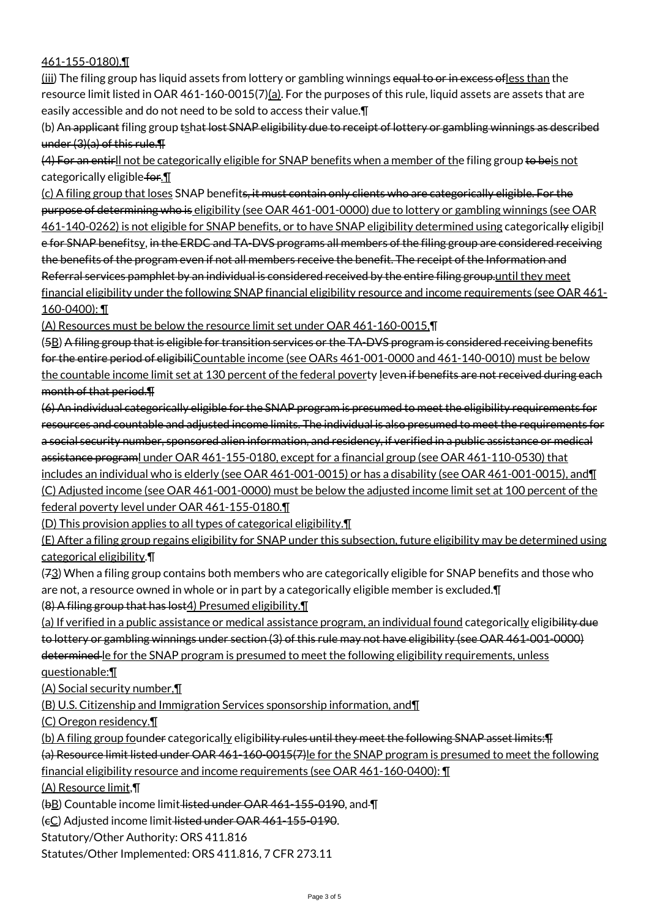461-155-0180).¶

(iii) The filing group has liquid assets from lottery or gambling winnings equal to or in excess ofless than the resource limit listed in OAR 461-160-0015(7)(a). For the purposes of this rule, liquid assets are assets that are easily accessible and do not need to be sold to access their value.¶

(b) An applicant filing group tshat lost SNAP eligibility due to receipt of lottery or gambling winnings as described under (3)(a) of this rule.¶

(4) For an entirll not be categorically eligible for SNAP benefits when a member of the filing group to beis not categorically eligible for.¶

(c) A filing group that loses SNAP benefits, it must contain only clients who are categorically eligible. For the purpose of determining who is eligibility (see OAR 461-001-0000) due to lottery or gambling winnings (see OAR 461-140-0262) is not eligible for SNAP benefits, or to have SNAP eligibility determined using categorically eligibil e for SNAP benefitsy, in the ERDC and TA-DVS programs all members of the filing group are considered receiving the benefits of the program even if not all members receive the benefit. The receipt of the Information and Referral services pamphlet by an individual is considered received by the entire filing group.until they meet financial eligibility under the following SNAP financial eligibility resource and income requirements (see OAR 461-160-0400): ¶

(A) Resources must be below the resource limit set under OAR 461-160-0015,¶

(5B) A filing group that is eligible for transition services or the TA-DVS program is considered receiving benefits for the entire period of eligibiliCountable income (see OARs 461-001-0000 and 461-140-0010) must be below the countable income limit set at 130 percent of the federal poverty leven if benefits are not received during each month of that period.¶

(6) An individual categorically eligible for the SNAP program is presumed to meet the eligibility requirements for resources and countable and adjusted income limits. The individual is also presumed to meet the requirements for a social security number, sponsored alien information, and residency, if verified in a public assistance or medical assistance programl under OAR 461-155-0180, except for a financial group (see OAR 461-110-0530) that includes an individual who is elderly (see OAR 461-001-0015) or has a disability (see OAR 461-001-0015), and¶

(C) Adjusted income (see OAR 461-001-0000) must be below the adjusted income limit set at 100 percent of the federal poverty level under OAR 461-155-0180.¶

(D) This provision applies to all types of categorical eligibility.¶

(E) After a filing group regains eligibility for SNAP under this subsection, future eligibility may be determined using categorical eligibility.¶

(73) When a filing group contains both members who are categorically eligible for SNAP benefits and those who are not, a resource owned in whole or in part by a categorically eligible member is excluded.¶

(8) A filing group that has lost4) Presumed eligibility.¶

(a) If verified in a public assistance or medical assistance program, an individual found categorically eligibility due to lottery or gambling winnings under section (3) of this rule may not have eligibility (see OAR 461-001-0000) determined le for the SNAP program is presumed to meet the following eligibility requirements, unless questionable:¶

(A) Social security number,¶

(B) U.S. Citizenship and Immigration Services sponsorship information, and¶

(C) Oregon residency.¶

(b) A filing group founder categorically eligibility rules until they meet the following SNAP asset limits:¶

(a) Resource limit listed under OAR 461-160-0015(7)le for the SNAP program is presumed to meet the following financial eligibility resource and income requirements (see OAR 461-160-0400): ¶

(A) Resource limit,¶

(bB) Countable income limit listed under OAR 461-155-0190, and ¶

(cC) Adjusted income limit listed under OAR 461-155-0190.

Statutory/Other Authority: ORS 411.816

Statutes/Other Implemented: ORS 411.816, 7 CFR 273.11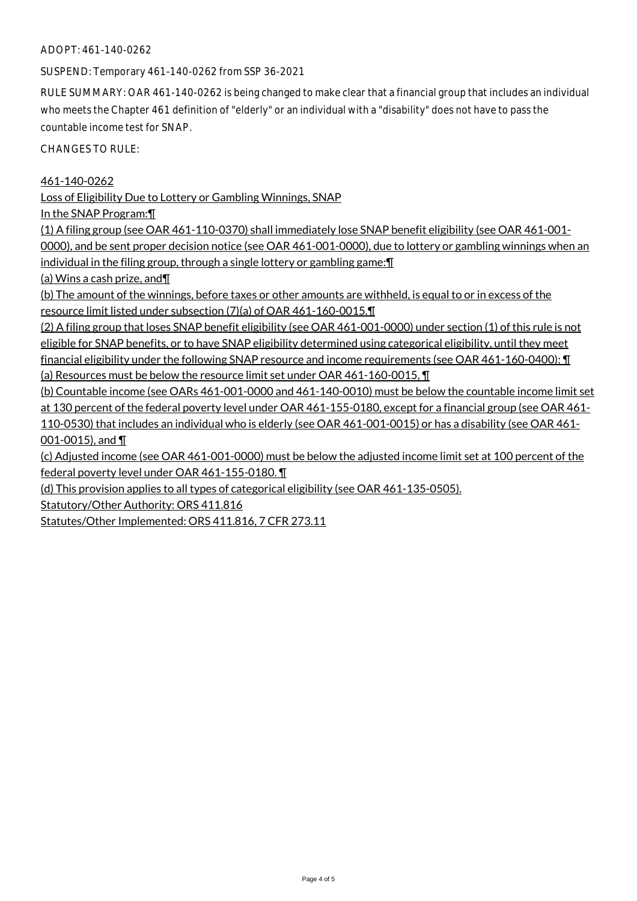ADOPT: 461-140-0262

SUSPEND: Temporary 461-140-0262 from SSP 36-2021

RULE SUMMARY: OAR 461-140-0262 is being changed to make clear that a financial group that includes an individual who meets the Chapter 461 definition of "elderly" or an individual with a "disability" does not have to pass the countable income test for SNAP.

CHANGES TO RULE:

461-140-0262

Loss of Eligibility Due to Lottery or Gambling Winnings, SNAP

In the SNAP Program:¶

(1) A filing group (see OAR 461-110-0370) shall immediately lose SNAP benefit eligibility (see OAR 461-001-0000), and be sent proper decision notice (see OAR 461-001-0000), due to lottery or gambling winnings when an individual in the filing group, through a single lottery or gambling game:¶

(a) Wins a cash prize, and¶

(b) The amount of the winnings, before taxes or other amounts are withheld, is equal to or in excess of the resource limit listed under subsection (7)(a) of OAR 461-160-0015.¶

(2) A filing group that loses SNAP benefit eligibility (see OAR 461-001-0000) under section (1) of this rule is not eligible for SNAP benefits, or to have SNAP eligibility determined using categorical eligibility, until they meet financial eligibility under the following SNAP resource and income requirements (see OAR 461-160-0400): ¶

(a) Resources must be below the resource limit set under OAR 461-160-0015, ¶

(b) Countable income (see OARs 461-001-0000 and 461-140-0010) must be below the countable income limit set at 130 percent of the federal poverty level under OAR 461-155-0180, except for a financial group (see OAR 461-110-0530) that includes an individual who is elderly (see OAR 461-001-0015) or has a disability (see OAR 461-001-0015), and ¶

(c) Adjusted income (see OAR 461-001-0000) must be below the adjusted income limit set at 100 percent of the federal poverty level under OAR 461-155-0180. ¶

(d) This provision applies to all types of categorical eligibility (see OAR 461-135-0505).

Statutory/Other Authority: ORS 411.816

Statutes/Other Implemented: ORS 411.816, 7 CFR 273.11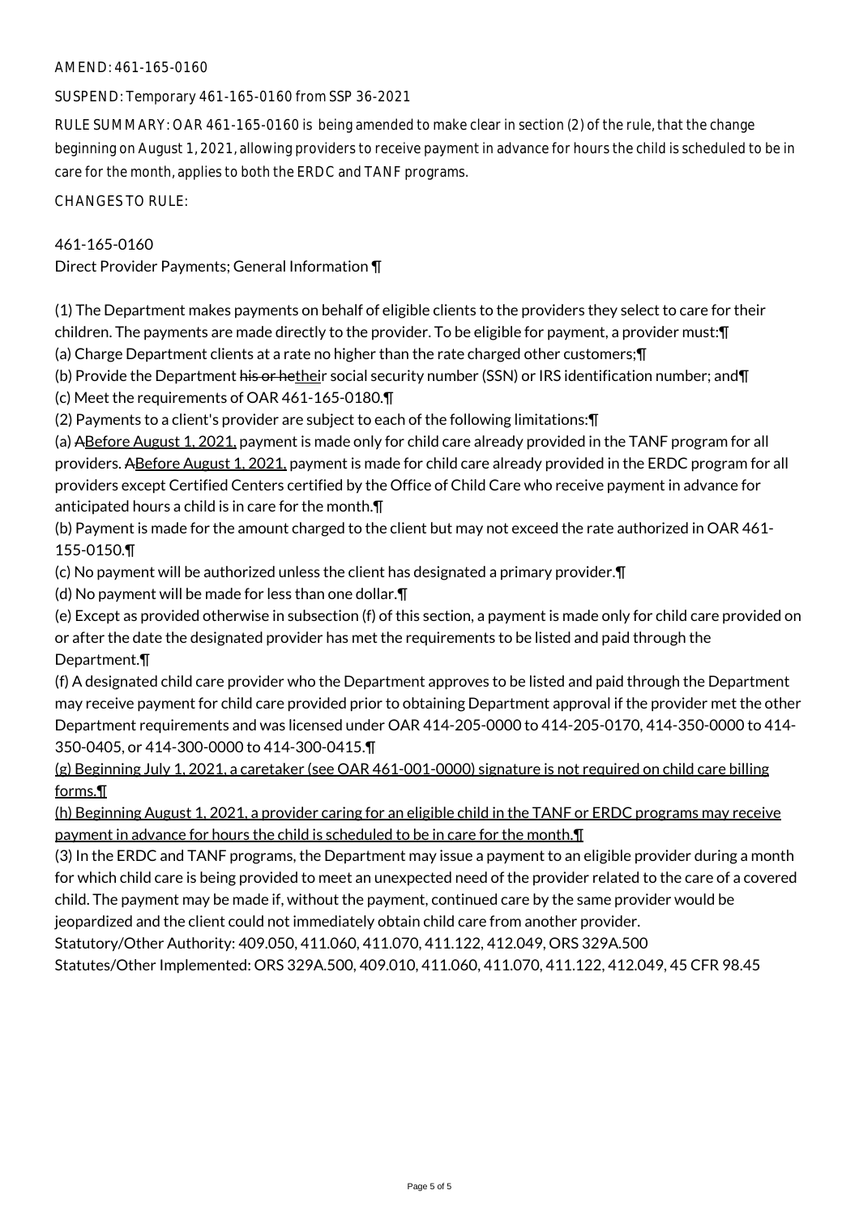AMEND: 461-165-0160

SUSPEND: Temporary 461-165-0160 from SSP 36-2021

RULE SUMMARY: OAR 461-165-0160 is being amended to make clear in section (2) of the rule, that the change beginning on August 1, 2021, allowing providers to receive payment in advance for hours the child is scheduled to be in care for the month, applies to both the ERDC and TANF programs.

CHANGES TO RULE:

461-165-0160
Direct Provider Payments; General Information ¶

(1) The Department makes payments on behalf of eligible clients to the providers they select to care for their children. The payments are made directly to the provider. To be eligible for payment, a provider must:¶
(a) Charge Department clients at a rate no higher than the rate charged other customers;¶
(b) Provide the Department ~~his or he~~their social security number (SSN) or IRS identification number; and¶
(c) Meet the requirements of OAR 461-165-0180.¶
(2) Payments to a client's provider are subject to each of the following limitations:¶
(a) ~~A~~Before August 1, 2021, payment is made only for child care already provided in the TANF program for all providers. ~~A~~Before August 1, 2021, payment is made for child care already provided in the ERDC program for all providers except Certified Centers certified by the Office of Child Care who receive payment in advance for anticipated hours a child is in care for the month.¶
(b) Payment is made for the amount charged to the client but may not exceed the rate authorized in OAR 461-155-0150.¶
(c) No payment will be authorized unless the client has designated a primary provider.¶
(d) No payment will be made for less than one dollar.¶
(e) Except as provided otherwise in subsection (f) of this section, a payment is made only for child care provided on or after the date the designated provider has met the requirements to be listed and paid through the Department.¶
(f) A designated child care provider who the Department approves to be listed and paid through the Department may receive payment for child care provided prior to obtaining Department approval if the provider met the other Department requirements and was licensed under OAR 414-205-0000 to 414-205-0170, 414-350-0000 to 414-350-0405, or 414-300-0000 to 414-300-0415.¶
(g) Beginning July 1, 2021, a caretaker (see OAR 461-001-0000) signature is not required on child care billing forms.¶
(h) Beginning August 1, 2021, a provider caring for an eligible child in the TANF or ERDC programs may receive payment in advance for hours the child is scheduled to be in care for the month.¶
(3) In the ERDC and TANF programs, the Department may issue a payment to an eligible provider during a month for which child care is being provided to meet an unexpected need of the provider related to the care of a covered child. The payment may be made if, without the payment, continued care by the same provider would be jeopardized and the client could not immediately obtain child care from another provider.
Statutory/Other Authority: 409.050, 411.060, 411.070, 411.122, 412.049, ORS 329A.500
Statutes/Other Implemented: ORS 329A.500, 409.010, 411.060, 411.070, 411.122, 412.049, 45 CFR 98.45